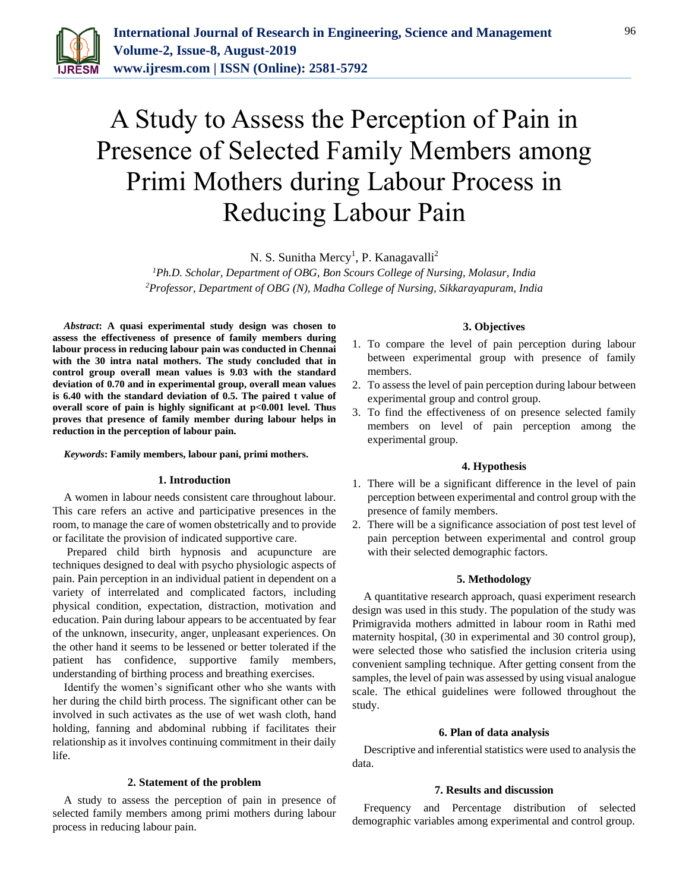# A Study to Assess the Perception of Pain in Presence of Selected Family Members among Primi Mothers during Labour Process in Reducing Labour Pain

N. S. Sunitha Mercy[1], P. Kanagavalli[2]

[1]*Ph.D. Scholar, Department of OBG, Bon Scours College of Nursing, Molasur, India*
[2]*Professor, Department of OBG (N), Madha College of Nursing, Sikkarayapuram, India*

***Abstract*****: A quasi experimental study design was chosen to assess the effectiveness of presence of family members during labour process in reducing labour pain was conducted in Chennai with the 30 intra natal mothers. The study concluded that in control group overall mean values is 9.03 with the standard deviation of 0.70 and in experimental group, overall mean values is 6.40 with the standard deviation of 0.5. The paired t value of overall score of pain is highly significant at p<0.001 level. Thus proves that presence of family member during labour helps in reduction in the perception of labour pain.**

***Keywords*****: Family members, labour pani, primi mothers.**

## 1. Introduction

A women in labour needs consistent care throughout labour. This care refers an active and participative presences in the room, to manage the care of women obstetrically and to provide or facilitate the provision of indicated supportive care.

Prepared child birth hypnosis and acupuncture are techniques designed to deal with psycho physiologic aspects of pain. Pain perception in an individual patient in dependent on a variety of interrelated and complicated factors, including physical condition, expectation, distraction, motivation and education. Pain during labour appears to be accentuated by fear of the unknown, insecurity, anger, unpleasant experiences. On the other hand it seems to be lessened or better tolerated if the patient has confidence, supportive family members, understanding of birthing process and breathing exercises.

Identify the women's significant other who she wants with her during the child birth process. The significant other can be involved in such activates as the use of wet wash cloth, hand holding, fanning and abdominal rubbing if facilitates their relationship as it involves continuing commitment in their daily life.

## 2. Statement of the problem

A study to assess the perception of pain in presence of selected family members among primi mothers during labour process in reducing labour pain.

## 3. Objectives

1. To compare the level of pain perception during labour between experimental group with presence of family members.
2. To assess the level of pain perception during labour between experimental group and control group.
3. To find the effectiveness of on presence selected family members on level of pain perception among the experimental group.

## 4. Hypothesis

1. There will be a significant difference in the level of pain perception between experimental and control group with the presence of family members.
2. There will be a significance association of post test level of pain perception between experimental and control group with their selected demographic factors.

## 5. Methodology

A quantitative research approach, quasi experiment research design was used in this study. The population of the study was Primigravida mothers admitted in labour room in Rathi med maternity hospital, (30 in experimental and 30 control group), were selected those who satisfied the inclusion criteria using convenient sampling technique. After getting consent from the samples, the level of pain was assessed by using visual analogue scale. The ethical guidelines were followed throughout the study.

## 6. Plan of data analysis

Descriptive and inferential statistics were used to analysis the data.

## 7. Results and discussion

Frequency and Percentage distribution of selected demographic variables among experimental and control group.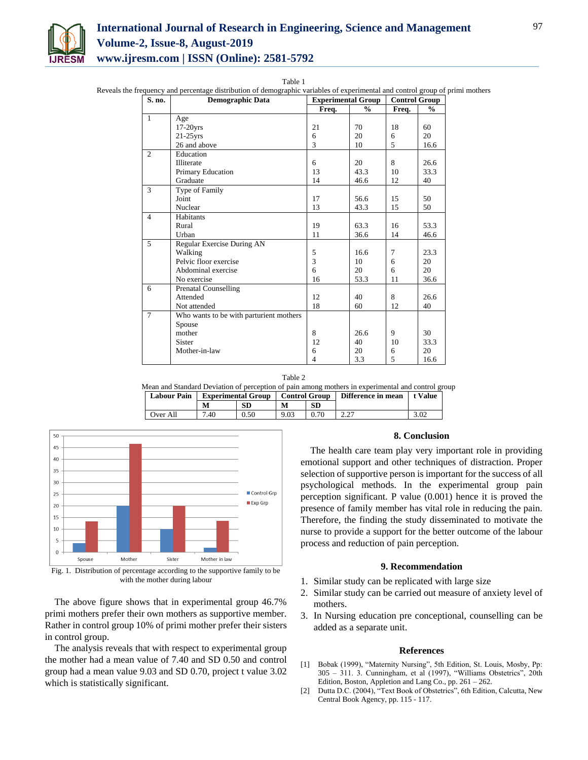Table 1

Reveals the frequency and percentage distribution of demographic variables of experimental and control group of primi mothers

| S. no. | Demographic Data | Experimental Group | | Control Group | |
|---|---|---|---|---|---|
| | | Freq. | % | Freq. | % |
| 1 | Age | | | | |
| | 17-20yrs | 21 | 70 | 18 | 60 |
| | 21-25yrs | 6 | 20 | 6 | 20 |
| | 26 and above | 3 | 10 | 5 | 16.6 |
| 2 | Education | | | | |
| | Illiterate | 6 | 20 | 8 | 26.6 |
| | Primary Education | 13 | 43.3 | 10 | 33.3 |
| | Graduate | 14 | 46.6 | 12 | 40 |
| 3 | Type of Family | | | | |
| | Joint | 17 | 56.6 | 15 | 50 |
| | Nuclear | 13 | 43.3 | 15 | 50 |
| 4 | Habitants | | | | |
| | Rural | 19 | 63.3 | 16 | 53.3 |
| | Urban | 11 | 36.6 | 14 | 46.6 |
| 5 | Regular Exercise During AN | | | | |
| | Walking | 5 | 16.6 | 7 | 23.3 |
| | Pelvic floor exercise | 3 | 10 | 6 | 20 |
| | Abdominal exercise | 6 | 20 | 6 | 20 |
| | No exercise | 16 | 53.3 | 11 | 36.6 |
| 6 | Prenatal Counselling | | | | |
| | Attended | 12 | 40 | 8 | 26.6 |
| | Not attended | 18 | 60 | 12 | 40 |
| 7 | Who wants to be with parturient mothers | | | | |
| | Spouse | | | | |
| | mother | 8 | 26.6 | 9 | 30 |
| | Sister | 12 | 40 | 10 | 33.3 |
| | Mother-in-law | 6 | 20 | 6 | 20 |
| | | 4 | 3.3 | 5 | 16.6 |

Table 2

Mean and Standard Deviation of perception of pain among mothers in experimental and control group

| Labour Pain | Experimental Group | | Control Group | | Difference in mean | t Value |
|---|---|---|---|---|---|---|
| | M | SD | M | SD | | |
| Over All | 7.40 | 0.50 | 9.03 | 0.70 | 2.27 | 3.02 |

50
45
40
35
30
25
20
15
10
5
0

Spouse
Mother
Sister
Mother in law

Control Grp
Exp Grp

Fig. 1. Distribution of percentage according to the supportive family to be with the mother during labour

The above figure shows that in experimental group 46.7% primi mothers prefer their own mothers as supportive member. Rather in control group 10% of primi mother prefer their sisters in control group.

The analysis reveals that with respect to experimental group the mother had a mean value of 7.40 and SD 0.50 and control group had a mean value 9.03 and SD 0.70, project t value 3.02 which is statistically significant.

## 8. Conclusion

The health care team play very important role in providing emotional support and other techniques of distraction. Proper selection of supportive person is important for the success of all psychological methods. In the experimental group pain perception significant. P value (0.001) hence it is proved the presence of family member has vital role in reducing the pain. Therefore, the finding the study disseminated to motivate the nurse to provide a support for the better outcome of the labour process and reduction of pain perception.

## 9. Recommendation

1. Similar study can be replicated with large size
2. Similar study can be carried out measure of anxiety level of mothers.
3. In Nursing education pre conceptional, counselling can be added as a separate unit.

## References

[1] Bobak (1999), "Maternity Nursing", 5th Edition, St. Louis, Mosby, Pp: 305 – 311. 3. Cunningham, et al (1997), "Williams Obstetrics", 20th Edition, Boston, Appletion and Lang Co., pp. 261 – 262.

[2] Dutta D.C. (2004), "Text Book of Obstetrics", 6th Edition, Calcutta, New Central Book Agency, pp. 115 - 117.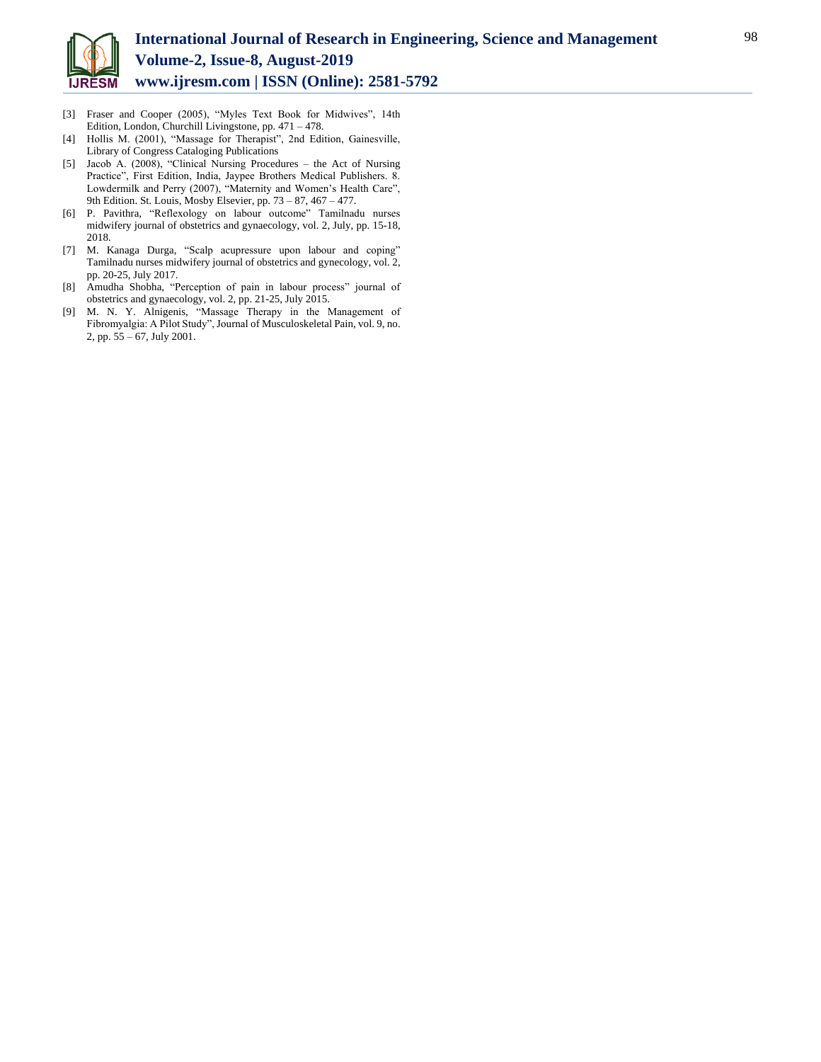- [3] Fraser and Cooper (2005), "Myles Text Book for Midwives", 14th Edition, London, Churchill Livingstone, pp. 471 – 478.
- [4] Hollis M. (2001), "Massage for Therapist", 2nd Edition, Gainesville, Library of Congress Cataloging Publications
- [5] Jacob A. (2008), "Clinical Nursing Procedures – the Act of Nursing Practice", First Edition, India, Jaypee Brothers Medical Publishers. 8. Lowdermilk and Perry (2007), "Maternity and Women's Health Care", 9th Edition. St. Louis, Mosby Elsevier, pp. 73 – 87, 467 – 477.
- [6] P. Pavithra, "Reflexology on labour outcome" Tamilnadu nurses midwifery journal of obstetrics and gynaecology, vol. 2, July, pp. 15-18, 2018.
- [7] M. Kanaga Durga, "Scalp acupressure upon labour and coping" Tamilnadu nurses midwifery journal of obstetrics and gynecology, vol. 2, pp. 20-25, July 2017.
- [8] Amudha Shobha, "Perception of pain in labour process" journal of obstetrics and gynaecology, vol. 2, pp. 21-25, July 2015.
- [9] M. N. Y. Alnigenis, "Massage Therapy in the Management of Fibromyalgia: A Pilot Study", Journal of Musculoskeletal Pain, vol. 9, no. 2, pp. 55 – 67, July 2001.